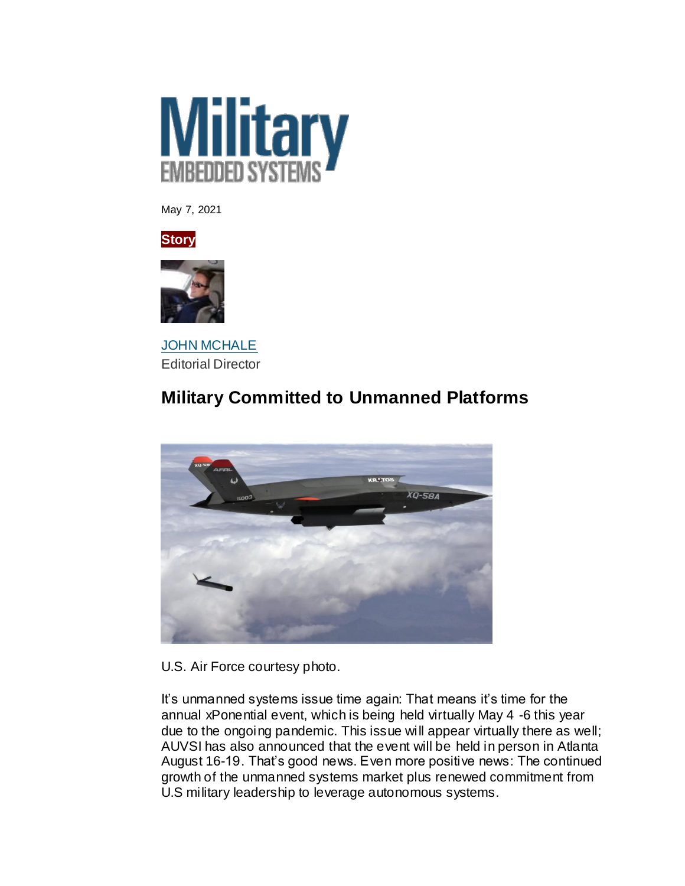Military EMBEDDED SYSTEMS

May 7, 2021

**Story**

JOHN MCHALE
Editorial Director

## Military Committed to Unmanned Platforms

U.S. Air Force courtesy photo.

It's unmanned systems issue time again: That means it's time for the annual xPonential event, which is being held virtually May 4 -6 this year due to the ongoing pandemic. This issue will appear virtually there as well; AUVSI has also announced that the event will be held in person in Atlanta August 16-19. That's good news. Even more positive news: The continued growth of the unmanned systems market plus renewed commitment from U.S military leadership to leverage autonomous systems.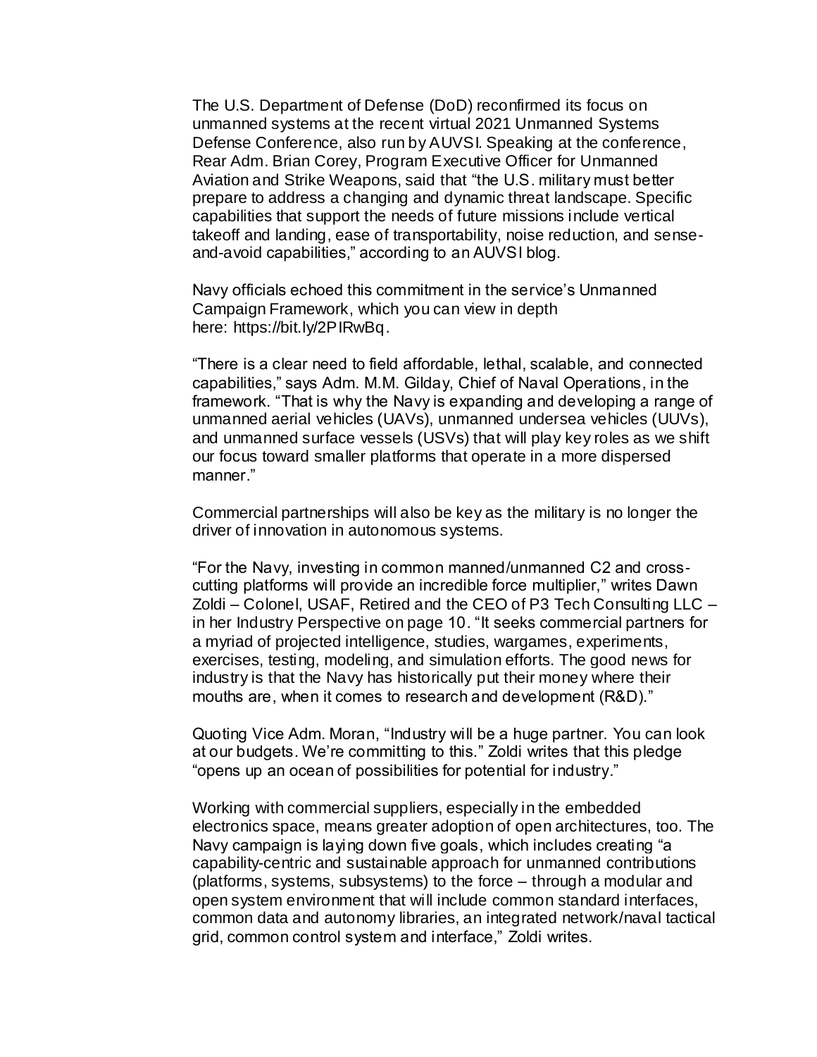The U.S. Department of Defense (DoD) reconfirmed its focus on unmanned systems at the recent virtual 2021 Unmanned Systems Defense Conference, also run by AUVSI. Speaking at the conference, Rear Adm. Brian Corey, Program Executive Officer for Unmanned Aviation and Strike Weapons, said that "the U.S. military must better prepare to address a changing and dynamic threat landscape. Specific capabilities that support the needs of future missions include vertical takeoff and landing, ease of transportability, noise reduction, and sense-and-avoid capabilities," according to an AUVSI blog.

Navy officials echoed this commitment in the service's Unmanned Campaign Framework, which you can view in depth here: https://bit.ly/2PIRwBq.

"There is a clear need to field affordable, lethal, scalable, and connected capabilities," says Adm. M.M. Gilday, Chief of Naval Operations, in the framework. "That is why the Navy is expanding and developing a range of unmanned aerial vehicles (UAVs), unmanned undersea vehicles (UUVs), and unmanned surface vessels (USVs) that will play key roles as we shift our focus toward smaller platforms that operate in a more dispersed manner."

Commercial partnerships will also be key as the military is no longer the driver of innovation in autonomous systems.

"For the Navy, investing in common manned/unmanned C2 and cross-cutting platforms will provide an incredible force multiplier," writes Dawn Zoldi – Colonel, USAF, Retired and the CEO of P3 Tech Consulting LLC – in her Industry Perspective on page 10. "It seeks commercial partners for a myriad of projected intelligence, studies, wargames, experiments, exercises, testing, modeling, and simulation efforts. The good news for industry is that the Navy has historically put their money where their mouths are, when it comes to research and development (R&D)."

Quoting Vice Adm. Moran, "Industry will be a huge partner. You can look at our budgets. We're committing to this." Zoldi writes that this pledge "opens up an ocean of possibilities for potential for industry."

Working with commercial suppliers, especially in the embedded electronics space, means greater adoption of open architectures, too. The Navy campaign is laying down five goals, which includes creating "a capability-centric and sustainable approach for unmanned contributions (platforms, systems, subsystems) to the force – through a modular and open system environment that will include common standard interfaces, common data and autonomy libraries, an integrated network/naval tactical grid, common control system and interface," Zoldi writes.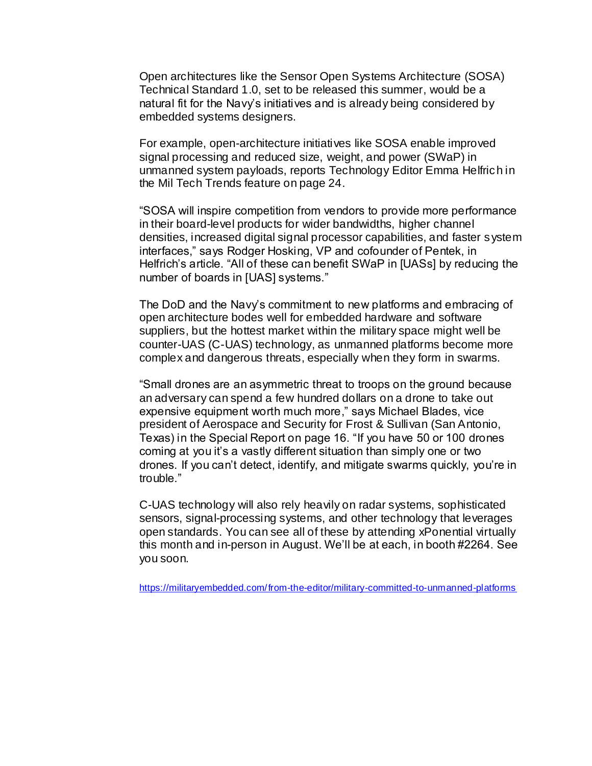Open architectures like the Sensor Open Systems Architecture (SOSA) Technical Standard 1.0, set to be released this summer, would be a natural fit for the Navy's initiatives and is already being considered by embedded systems designers.

For example, open-architecture initiatives like SOSA enable improved signal processing and reduced size, weight, and power (SWaP) in unmanned system payloads, reports Technology Editor Emma Helfrich in the Mil Tech Trends feature on page 24.

"SOSA will inspire competition from vendors to provide more performance in their board-level products for wider bandwidths, higher channel densities, increased digital signal processor capabilities, and faster system interfaces," says Rodger Hosking, VP and cofounder of Pentek, in Helfrich's article. "All of these can benefit SWaP in [UASs] by reducing the number of boards in [UAS] systems."

The DoD and the Navy's commitment to new platforms and embracing of open architecture bodes well for embedded hardware and software suppliers, but the hottest market within the military space might well be counter-UAS (C-UAS) technology, as unmanned platforms become more complex and dangerous threats, especially when they form in swarms.

"Small drones are an asymmetric threat to troops on the ground because an adversary can spend a few hundred dollars on a drone to take out expensive equipment worth much more," says Michael Blades, vice president of Aerospace and Security for Frost & Sullivan (San Antonio, Texas) in the Special Report on page 16. "If you have 50 or 100 drones coming at you it's a vastly different situation than simply one or two drones. If you can't detect, identify, and mitigate swarms quickly, you're in trouble."

C-UAS technology will also rely heavily on radar systems, sophisticated sensors, signal-processing systems, and other technology that leverages open standards. You can see all of these by attending xPonential virtually this month and in-person in August. We'll be at each, in booth #2264. See you soon.

https://militaryembedded.com/from-the-editor/military-committed-to-unmanned-platforms